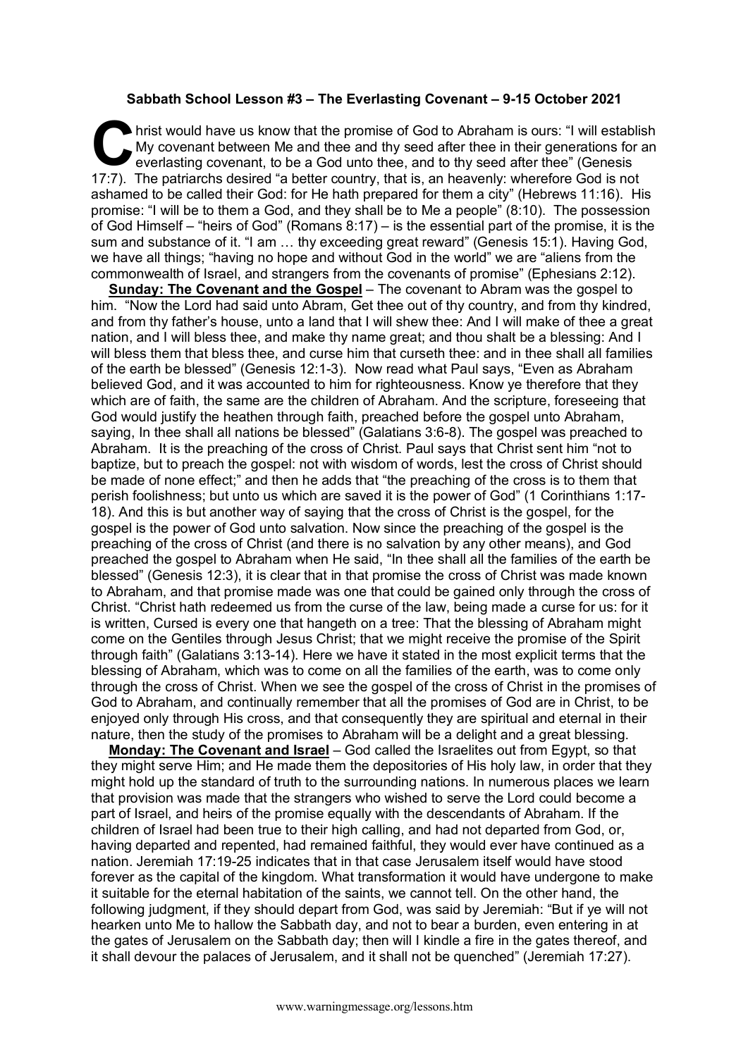**Sabbath School Lesson #3 – The Everlasting Covenant – 9-15 October 2021**

Christ would have us know that the promise of God to Abraham is ours: "I will establish My covenant between Me and thee and thy seed after thee in their generations for an everlasting covenant, to be a God unto thee, and to thy seed after thee" (Genesis 17:7). The patriarchs desired "a better country, that is, an heavenly: wherefore God is not ashamed to be called their God: for He hath prepared for them a city" (Hebrews 11:16). His promise: "I will be to them a God, and they shall be to Me a people" (8:10). The possession of God Himself – "heirs of God" (Romans 8:17) – is the essential part of the promise, it is the sum and substance of it. "I am … thy exceeding great reward" (Genesis 15:1). Having God, we have all things; "having no hope and without God in the world" we are "aliens from the commonwealth of Israel, and strangers from the covenants of promise" (Ephesians 2:12).

**Sunday: The Covenant and the Gospel** – The covenant to Abram was the gospel to him. "Now the Lord had said unto Abram, Get thee out of thy country, and from thy kindred, and from thy father's house, unto a land that I will shew thee: And I will make of thee a great nation, and I will bless thee, and make thy name great; and thou shalt be a blessing: And I will bless them that bless thee, and curse him that curseth thee: and in thee shall all families of the earth be blessed" (Genesis 12:1-3). Now read what Paul says, "Even as Abraham believed God, and it was accounted to him for righteousness. Know ye therefore that they which are of faith, the same are the children of Abraham. And the scripture, foreseeing that God would justify the heathen through faith, preached before the gospel unto Abraham, saying, In thee shall all nations be blessed" (Galatians 3:6-8). The gospel was preached to Abraham. It is the preaching of the cross of Christ. Paul says that Christ sent him "not to baptize, but to preach the gospel: not with wisdom of words, lest the cross of Christ should be made of none effect;" and then he adds that "the preaching of the cross is to them that perish foolishness; but unto us which are saved it is the power of God" (1 Corinthians 1:17-18). And this is but another way of saying that the cross of Christ is the gospel, for the gospel is the power of God unto salvation. Now since the preaching of the gospel is the preaching of the cross of Christ (and there is no salvation by any other means), and God preached the gospel to Abraham when He said, "In thee shall all the families of the earth be blessed" (Genesis 12:3), it is clear that in that promise the cross of Christ was made known to Abraham, and that promise made was one that could be gained only through the cross of Christ. "Christ hath redeemed us from the curse of the law, being made a curse for us: for it is written, Cursed is every one that hangeth on a tree: That the blessing of Abraham might come on the Gentiles through Jesus Christ; that we might receive the promise of the Spirit through faith" (Galatians 3:13-14). Here we have it stated in the most explicit terms that the blessing of Abraham, which was to come on all the families of the earth, was to come only through the cross of Christ. When we see the gospel of the cross of Christ in the promises of God to Abraham, and continually remember that all the promises of God are in Christ, to be enjoyed only through His cross, and that consequently they are spiritual and eternal in their nature, then the study of the promises to Abraham will be a delight and a great blessing.

**Monday: The Covenant and Israel** – God called the Israelites out from Egypt, so that they might serve Him; and He made them the depositories of His holy law, in order that they might hold up the standard of truth to the surrounding nations. In numerous places we learn that provision was made that the strangers who wished to serve the Lord could become a part of Israel, and heirs of the promise equally with the descendants of Abraham. If the children of Israel had been true to their high calling, and had not departed from God, or, having departed and repented, had remained faithful, they would ever have continued as a nation. Jeremiah 17:19-25 indicates that in that case Jerusalem itself would have stood forever as the capital of the kingdom. What transformation it would have undergone to make it suitable for the eternal habitation of the saints, we cannot tell. On the other hand, the following judgment, if they should depart from God, was said by Jeremiah: "But if ye will not hearken unto Me to hallow the Sabbath day, and not to bear a burden, even entering in at the gates of Jerusalem on the Sabbath day; then will I kindle a fire in the gates thereof, and it shall devour the palaces of Jerusalem, and it shall not be quenched" (Jeremiah 17:27).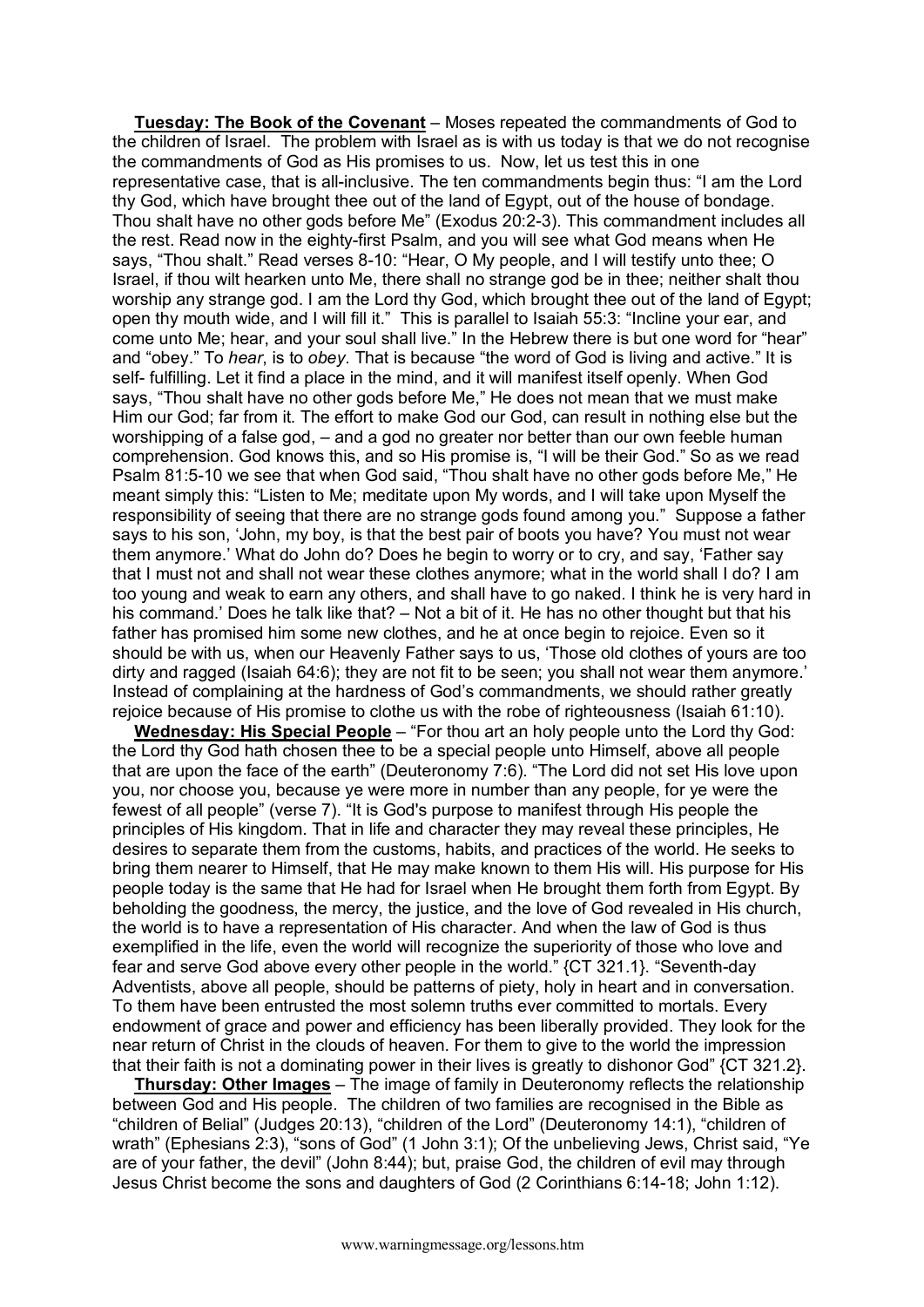**Tuesday: The Book of the Covenant** – Moses repeated the commandments of God to the children of Israel. The problem with Israel as is with us today is that we do not recognise the commandments of God as His promises to us. Now, let us test this in one representative case, that is all-inclusive. The ten commandments begin thus: "I am the Lord thy God, which have brought thee out of the land of Egypt, out of the house of bondage. Thou shalt have no other gods before Me" (Exodus 20:2-3). This commandment includes all the rest. Read now in the eighty-first Psalm, and you will see what God means when He says, "Thou shalt." Read verses 8-10: "Hear, O My people, and I will testify unto thee; O Israel, if thou wilt hearken unto Me, there shall no strange god be in thee; neither shalt thou worship any strange god. I am the Lord thy God, which brought thee out of the land of Egypt; open thy mouth wide, and I will fill it." This is parallel to Isaiah 55:3: "Incline your ear, and come unto Me; hear, and your soul shall live." In the Hebrew there is but one word for "hear" and "obey." To *hear*, is to *obey*. That is because "the word of God is living and active." It is self- fulfilling. Let it find a place in the mind, and it will manifest itself openly. When God says, "Thou shalt have no other gods before Me," He does not mean that we must make Him our God; far from it. The effort to make God our God, can result in nothing else but the worshipping of a false god, – and a god no greater nor better than our own feeble human comprehension. God knows this, and so His promise is, "I will be their God." So as we read Psalm 81:5-10 we see that when God said, "Thou shalt have no other gods before Me," He meant simply this: "Listen to Me; meditate upon My words, and I will take upon Myself the responsibility of seeing that there are no strange gods found among you." Suppose a father says to his son, 'John, my boy, is that the best pair of boots you have? You must not wear them anymore.' What do John do? Does he begin to worry or to cry, and say, 'Father say that I must not and shall not wear these clothes anymore; what in the world shall I do? I am too young and weak to earn any others, and shall have to go naked. I think he is very hard in his command.' Does he talk like that? – Not a bit of it. He has no other thought but that his father has promised him some new clothes, and he at once begin to rejoice. Even so it should be with us, when our Heavenly Father says to us, 'Those old clothes of yours are too dirty and ragged (Isaiah 64:6); they are not fit to be seen; you shall not wear them anymore.' Instead of complaining at the hardness of God's commandments, we should rather greatly rejoice because of His promise to clothe us with the robe of righteousness (Isaiah 61:10).

**Wednesday: His Special People** – "For thou art an holy people unto the Lord thy God: the Lord thy God hath chosen thee to be a special people unto Himself, above all people that are upon the face of the earth" (Deuteronomy 7:6). "The Lord did not set His love upon you, nor choose you, because ye were more in number than any people, for ye were the fewest of all people" (verse 7). "It is God's purpose to manifest through His people the principles of His kingdom. That in life and character they may reveal these principles, He desires to separate them from the customs, habits, and practices of the world. He seeks to bring them nearer to Himself, that He may make known to them His will. His purpose for His people today is the same that He had for Israel when He brought them forth from Egypt. By beholding the goodness, the mercy, the justice, and the love of God revealed in His church, the world is to have a representation of His character. And when the law of God is thus exemplified in the life, even the world will recognize the superiority of those who love and fear and serve God above every other people in the world." {CT 321.1}. "Seventh-day Adventists, above all people, should be patterns of piety, holy in heart and in conversation. To them have been entrusted the most solemn truths ever committed to mortals. Every endowment of grace and power and efficiency has been liberally provided. They look for the near return of Christ in the clouds of heaven. For them to give to the world the impression that their faith is not a dominating power in their lives is greatly to dishonor God" {CT 321.2}.

**Thursday: Other Images** – The image of family in Deuteronomy reflects the relationship between God and His people. The children of two families are recognised in the Bible as "children of Belial" (Judges 20:13), "children of the Lord" (Deuteronomy 14:1), "children of wrath" (Ephesians 2:3), "sons of God" (1 John 3:1); Of the unbelieving Jews, Christ said, "Ye are of your father, the devil" (John 8:44); but, praise God, the children of evil may through Jesus Christ become the sons and daughters of God (2 Corinthians 6:14-18; John 1:12).

www.warningmessage.org/lessons.htm